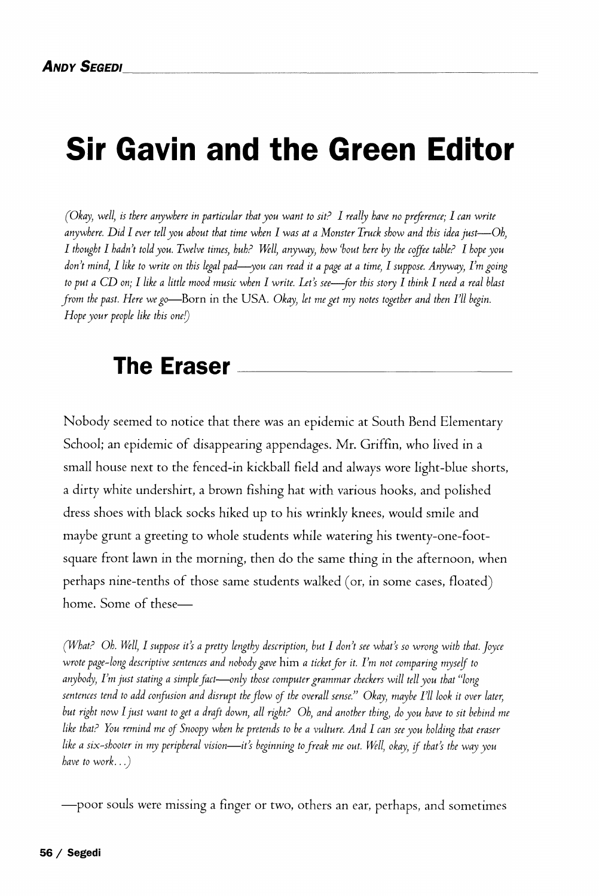**Andy Segedi**

# Sir Gavin and the Green Editor

*(Okay, well, is there anywhere in particular that you want to sit? I really have no preference; I can write anywhere. Did I ever tell you about that time when I was at a Monster Truck show and this idea just—Oh, I thought I hadn't told you. Twelve times, huh? Well, anyway, how 'bout here by the coffee table? I hope you don't mind, I like to write on this legal pad—you can read it a page at a time, I suppose. Anyway, I'm going to put a CD on; I like a little mood music when I write. Let's see—for this story I think I need a real blast from the past. Here we go—*Born in the USA. *Okay, let me get my notes together and then I'll begin. Hope your people like this one!)*

## The Eraser

Nobody seemed to notice that there was an epidemic at South Bend Elementary School; an epidemic of disappearing appendages. Mr. Griffin, who lived in a small house next to the fenced-in kickball field and always wore light-blue shorts, a dirty white undershirt, a brown fishing hat with various hooks, and polished dress shoes with black socks hiked up to his wrinkly knees, would smile and maybe grunt a greeting to whole students while watering his twenty-one-foot-square front lawn in the morning, then do the same thing in the afternoon, when perhaps nine-tenths of those same students walked (or, in some cases, floated) home. Some of these—

*(What? Oh. Well, I suppose it's a pretty lengthy description, but I don't see what's so wrong with that. Joyce wrote page-long descriptive sentences and nobody gave* him *a ticket for it. I'm not comparing myself to anybody, I'm just stating a simple fact—only those computer grammar checkers will tell you that "long sentences tend to add confusion and disrupt the flow of the overall sense." Okay, maybe I'll look it over later, but right now I just want to get a draft down, all right? Oh, and another thing, do you have to sit behind me like that? You remind me of Snoopy when he pretends to be a vulture. And I can see you holding that eraser like a six-shooter in my peripheral vision—it's beginning to freak me out. Well, okay, if that's the way you have to work...)*

—poor souls were missing a finger or two, others an ear, perhaps, and sometimes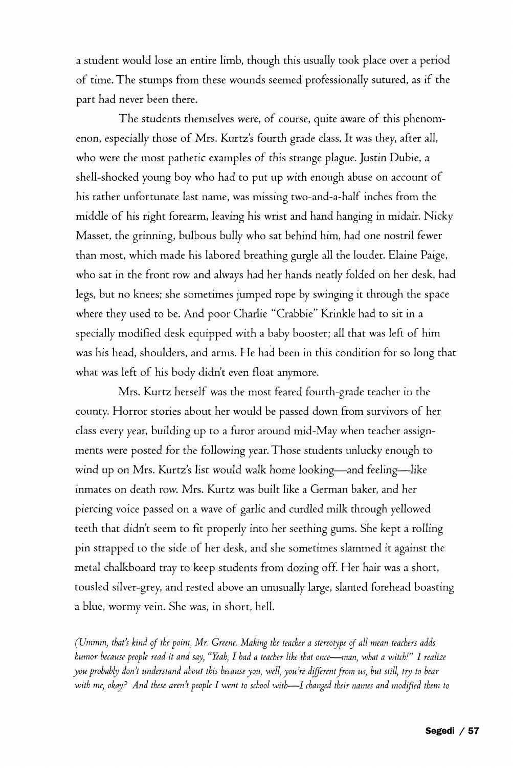a student would lose an entire limb, though this usually took place over a period of time. The stumps from these wounds seemed professionally sutured, as if the part had never been there.

The students themselves were, of course, quite aware of this phenomenon, especially those of Mrs. Kurtz's fourth grade class. It was they, after all, who were the most pathetic examples of this strange plague. Justin Dubie, a shell-shocked young boy who had to put up with enough abuse on account of his rather unfortunate last name, was missing two-and-a-half inches from the middle of his right forearm, leaving his wrist and hand hanging in midair. Nicky Masset, the grinning, bulbous bully who sat behind him, had one nostril fewer than most, which made his labored breathing gurgle all the louder. Elaine Paige, who sat in the front row and always had her hands neatly folded on her desk, had legs, but no knees; she sometimes jumped rope by swinging it through the space where they used to be. And poor Charlie "Crabbie" Krinkle had to sit in a specially modified desk equipped with a baby booster; all that was left of him was his head, shoulders, and arms. He had been in this condition for so long that what was left of his body didn't even float anymore.

Mrs. Kurtz herself was the most feared fourth-grade teacher in the county. Horror stories about her would be passed down from survivors of her class every year, building up to a furor around mid-May when teacher assignments were posted for the following year. Those students unlucky enough to wind up on Mrs. Kurtz's list would walk home looking—and feeling—like inmates on death row. Mrs. Kurtz was built like a German baker, and her piercing voice passed on a wave of garlic and curdled milk through yellowed teeth that didn't seem to fit properly into her seething gums. She kept a rolling pin strapped to the side of her desk, and she sometimes slammed it against the metal chalkboard tray to keep students from dozing off. Her hair was a short, tousled silver-grey, and rested above an unusually large, slanted forehead boasting a blue, wormy vein. She was, in short, hell.

*(Ummm, that's kind of the point, Mr. Greene. Making the teacher a stereotype of all mean teachers adds humor because people read it and say, "Yeah, I had a teacher like that once—man, what a witch!" I realize you probably don't understand about this because you, well, you're different from us, but still, try to bear with me, okay? And these aren't people I went to school with—I changed their names and modified them to*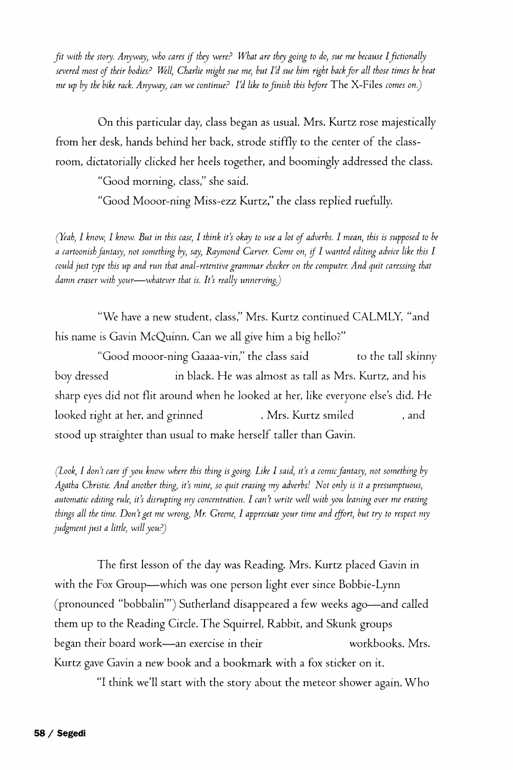*fit with the story. Anyway, who cares if they were? What are they going to do, sue me because I fictionally severed most of their bodies? Well, Charlie might sue me, but I'd sue him right back for all those times he beat me up by the bike rack. Anyway, can we continue? I'd like to finish this before* The X-Files *comes on.)*

On this particular day, class began as usual. Mrs. Kurtz rose majestically from her desk, hands behind her back, strode stiffly to the center of the classroom, dictatorially clicked her heels together, and boomingly addressed the class.

"Good morning, class," she said.

"Good Mooor-ning Miss-ezz Kurtz," the class replied ruefully.

*(Yeah, I know, I know. But in this case, I think it's okay to use a lot of adverbs. I mean, this is supposed to be a cartoonish fantasy, not something by, say, Raymond Carver. Come on, if I wanted editing advice like this I could just type this up and run that anal-retentive grammar checker on the computer. And quit caressing that damn eraser with your—whatever that is. It's really unnerving.)*

"We have a new student, class," Mrs. Kurtz continued CALMLY, "and his name is Gavin McQuinn. Can we all give him a big hello?"

"Good mooor-ning Gaaaa-vin," the class said              to the tall skinny boy dressed              in black. He was almost as tall as Mrs. Kurtz, and his sharp eyes did not flit around when he looked at her, like everyone else's did. He looked right at her, and grinned              . Mrs. Kurtz smiled              , and stood up straighter than usual to make herself taller than Gavin.

*(Look, I don't care if you know where this thing is going. Like I said, it's a comic fantasy, not something by Agatha Christie. And another thing, it's mine, so quit erasing my adverbs! Not only is it a presumptuous, automatic editing rule, it's disrupting my concentration. I can't write well with you leaning over me erasing things all the time. Don't get me wrong, Mr. Greene, I appreciate your time and effort, but try to respect my judgment just a little, will you?)*

The first lesson of the day was Reading. Mrs. Kurtz placed Gavin in with the Fox Group—which was one person light ever since Bobbie-Lynn (pronounced "bobbalin'") Sutherland disappeared a few weeks ago—and called them up to the Reading Circle. The Squirrel, Rabbit, and Skunk groups began their board work—an exercise in their              workbooks. Mrs. Kurtz gave Gavin a new book and a bookmark with a fox sticker on it.

"I think we'll start with the story about the meteor shower again. Who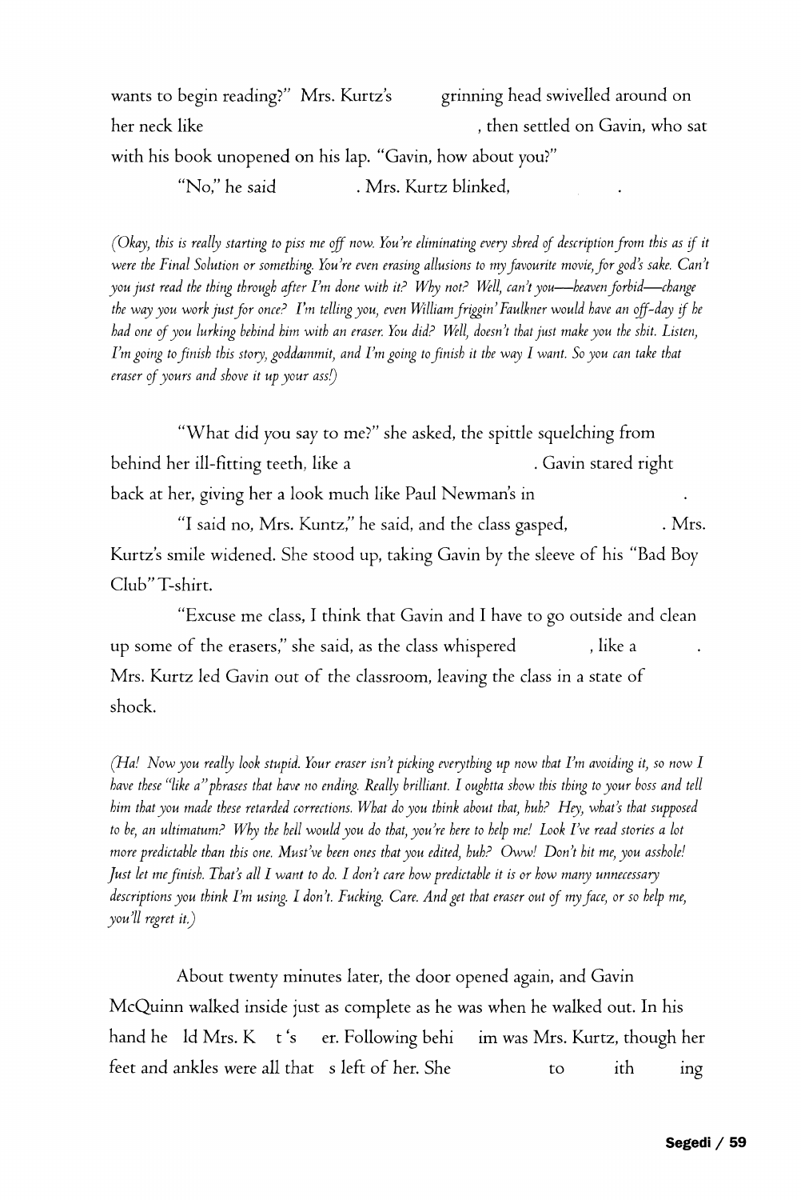wants to begin reading?" Mrs. Kurtz's grinning head swivelled around on her neck like , then settled on Gavin, who sat with his book unopened on his lap. "Gavin, how about you?"

"No," he said . Mrs. Kurtz blinked, .

*(Okay, this is really starting to piss me off now. You're eliminating every shred of description from this as if it were the Final Solution or something. You're even erasing allusions to my favourite movie, for god's sake. Can't you just read the thing through after I'm done with it? Why not? Well, can't you—heaven forbid—change the way you work just for once? I'm telling you, even William friggin' Faulkner would have an off-day if he had one of you lurking behind him with an eraser. You did? Well, doesn't that just make you the shit. Listen, I'm going to finish this story, goddammit, and I'm going to finish it the way I want. So you can take that eraser of yours and shove it up your ass!)*

"What did you say to me?" she asked, the spittle squelching from behind her ill-fitting teeth, like a . Gavin stared right back at her, giving her a look much like Paul Newman's in .

"I said no, Mrs. Kuntz," he said, and the class gasped, . Mrs. Kurtz's smile widened. She stood up, taking Gavin by the sleeve of his "Bad Boy Club" T-shirt.

"Excuse me class, I think that Gavin and I have to go outside and clean up some of the erasers," she said, as the class whispered , like a . Mrs. Kurtz led Gavin out of the classroom, leaving the class in a state of shock.

*(Ha! Now you really look stupid. Your eraser isn't picking everything up now that I'm avoiding it, so now I have these "like a" phrases that have no ending. Really brilliant. I oughtta show this thing to your boss and tell him that you made these retarded corrections. What do you think about that, huh? Hey, what's that supposed to be, an ultimatum? Why the hell would you do that, you're here to help me! Look I've read stories a lot more predictable than this one. Must've been ones that you edited, huh? Oww! Don't hit me, you asshole! Just let me finish. That's all I want to do. I don't care how predictable it is or how many unnecessary descriptions you think I'm using. I don't. Fucking. Care. And get that eraser out of my face, or so help me, you'll regret it.)*

About twenty minutes later, the door opened again, and Gavin McQuinn walked inside just as complete as he was when he walked out. In his hand he ld Mrs. K t's er. Following behi im was Mrs. Kurtz, though her feet and ankles were all that s left of her. She to ith ing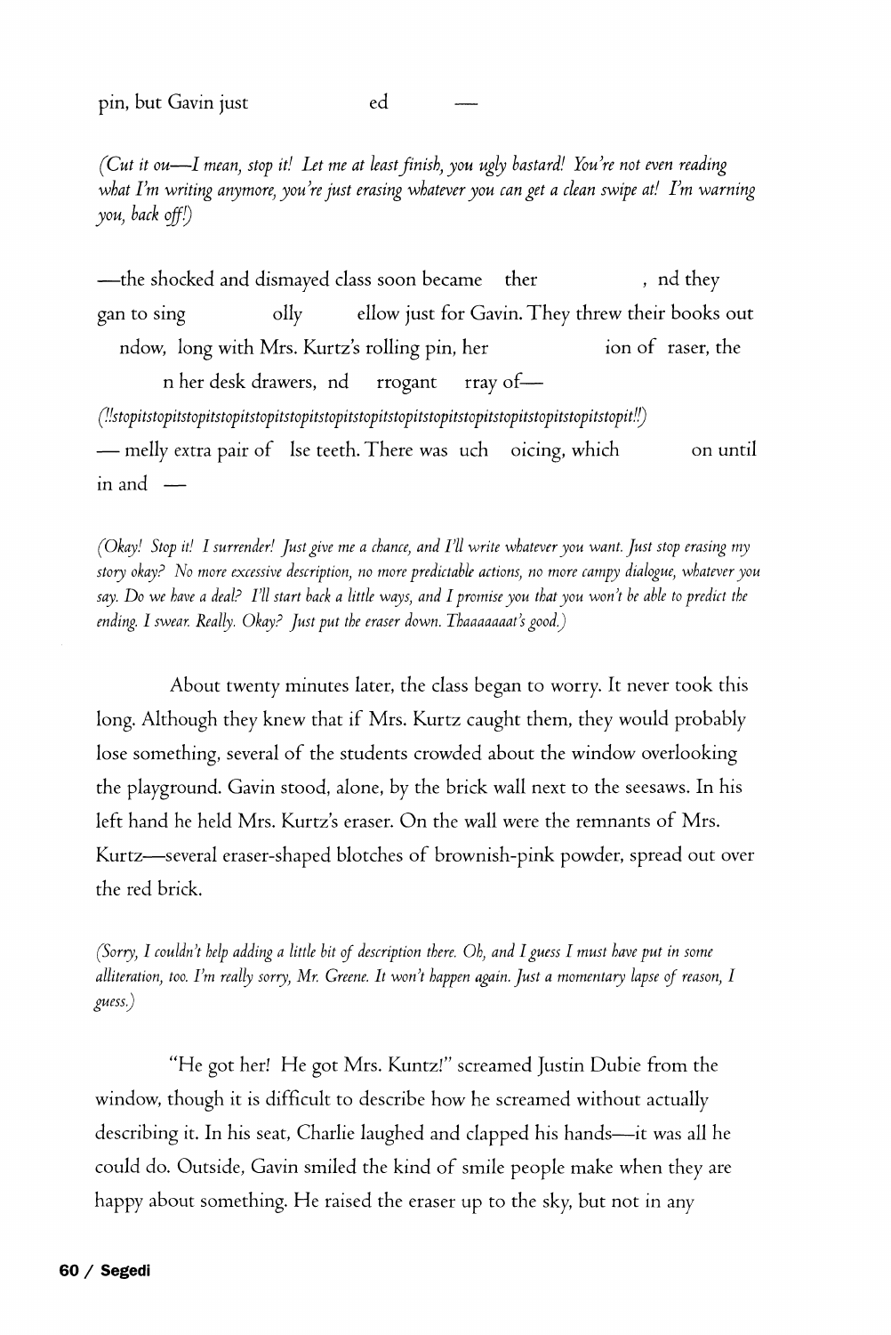pin, but Gavin just ed —

*(Cut it ou—I mean, stop it! Let me at least finish, you ugly bastard! You're not even reading what I'm writing anymore, you're just erasing whatever you can get a clean swipe at! I'm warning you, back off!)*

—the shocked and dismayed class soon became ther , nd they gan to sing olly ellow just for Gavin. They threw their books out ndow, long with Mrs. Kurtz's rolling pin, her ion of raser, the n her desk drawers, nd rrogant rray of—

*(!!stopitstopitstopitstopitstopitstopitstopitstopitstopitstopitstopitstopitstopitstopitstopit!!)*

— melly extra pair of lse teeth. There was uch oicing, which on until in and —

*(Okay! Stop it! I surrender! Just give me a chance, and I'll write whatever you want. Just stop erasing my story okay? No more excessive description, no more predictable actions, no more campy dialogue, whatever you say. Do we have a deal? I'll start back a little ways, and I promise you that you won't be able to predict the ending. I swear. Really. Okay? Just put the eraser down. Thaaaaaaat's good.)*

About twenty minutes later, the class began to worry. It never took this long. Although they knew that if Mrs. Kurtz caught them, they would probably lose something, several of the students crowded about the window overlooking the playground. Gavin stood, alone, by the brick wall next to the seesaws. In his left hand he held Mrs. Kurtz's eraser. On the wall were the remnants of Mrs. Kurtz—several eraser-shaped blotches of brownish-pink powder, spread out over the red brick.

*(Sorry, I couldn't help adding a little bit of description there. Oh, and I guess I must have put in some alliteration, too. I'm really sorry, Mr. Greene. It won't happen again. Just a momentary lapse of reason, I guess.)*

"He got her! He got Mrs. Kuntz!" screamed Justin Dubie from the window, though it is difficult to describe how he screamed without actually describing it. In his seat, Charlie laughed and clapped his hands—it was all he could do. Outside, Gavin smiled the kind of smile people make when they are happy about something. He raised the eraser up to the sky, but not in any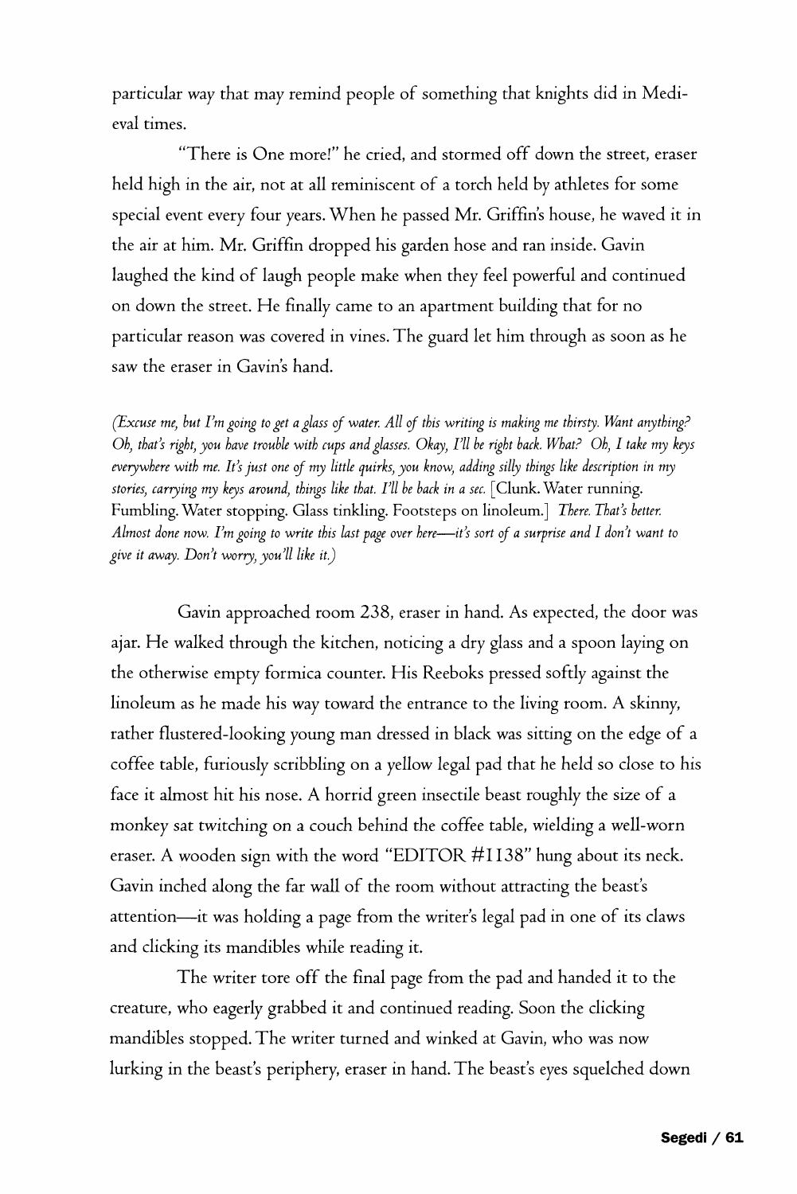particular way that may remind people of something that knights did in Medieval times.

"There is One more!" he cried, and stormed off down the street, eraser held high in the air, not at all reminiscent of a torch held by athletes for some special event every four years. When he passed Mr. Griffin's house, he waved it in the air at him. Mr. Griffin dropped his garden hose and ran inside. Gavin laughed the kind of laugh people make when they feel powerful and continued on down the street. He finally came to an apartment building that for no particular reason was covered in vines. The guard let him through as soon as he saw the eraser in Gavin's hand.

*(Excuse me, but I'm going to get a glass of water. All of this writing is making me thirsty. Want anything? Oh, that's right, you have trouble with cups and glasses. Okay, I'll be right back. What? Oh, I take my keys everywhere with me. It's just one of my little quirks, you know, adding silly things like description in my stories, carrying my keys around, things like that. I'll be back in a sec.* [Clunk. Water running. Fumbling. Water stopping. Glass tinkling. Footsteps on linoleum.] *There. That's better. Almost done now. I'm going to write this last page over here—it's sort of a surprise and I don't want to give it away. Don't worry, you'll like it.)*

Gavin approached room 238, eraser in hand. As expected, the door was ajar. He walked through the kitchen, noticing a dry glass and a spoon laying on the otherwise empty formica counter. His Reeboks pressed softly against the linoleum as he made his way toward the entrance to the living room. A skinny, rather flustered-looking young man dressed in black was sitting on the edge of a coffee table, furiously scribbling on a yellow legal pad that he held so close to his face it almost hit his nose. A horrid green insectile beast roughly the size of a monkey sat twitching on a couch behind the coffee table, wielding a well-worn eraser. A wooden sign with the word "EDITOR #1138" hung about its neck. Gavin inched along the far wall of the room without attracting the beast's attention—it was holding a page from the writer's legal pad in one of its claws and clicking its mandibles while reading it.

The writer tore off the final page from the pad and handed it to the creature, who eagerly grabbed it and continued reading. Soon the clicking mandibles stopped. The writer turned and winked at Gavin, who was now lurking in the beast's periphery, eraser in hand. The beast's eyes squelched down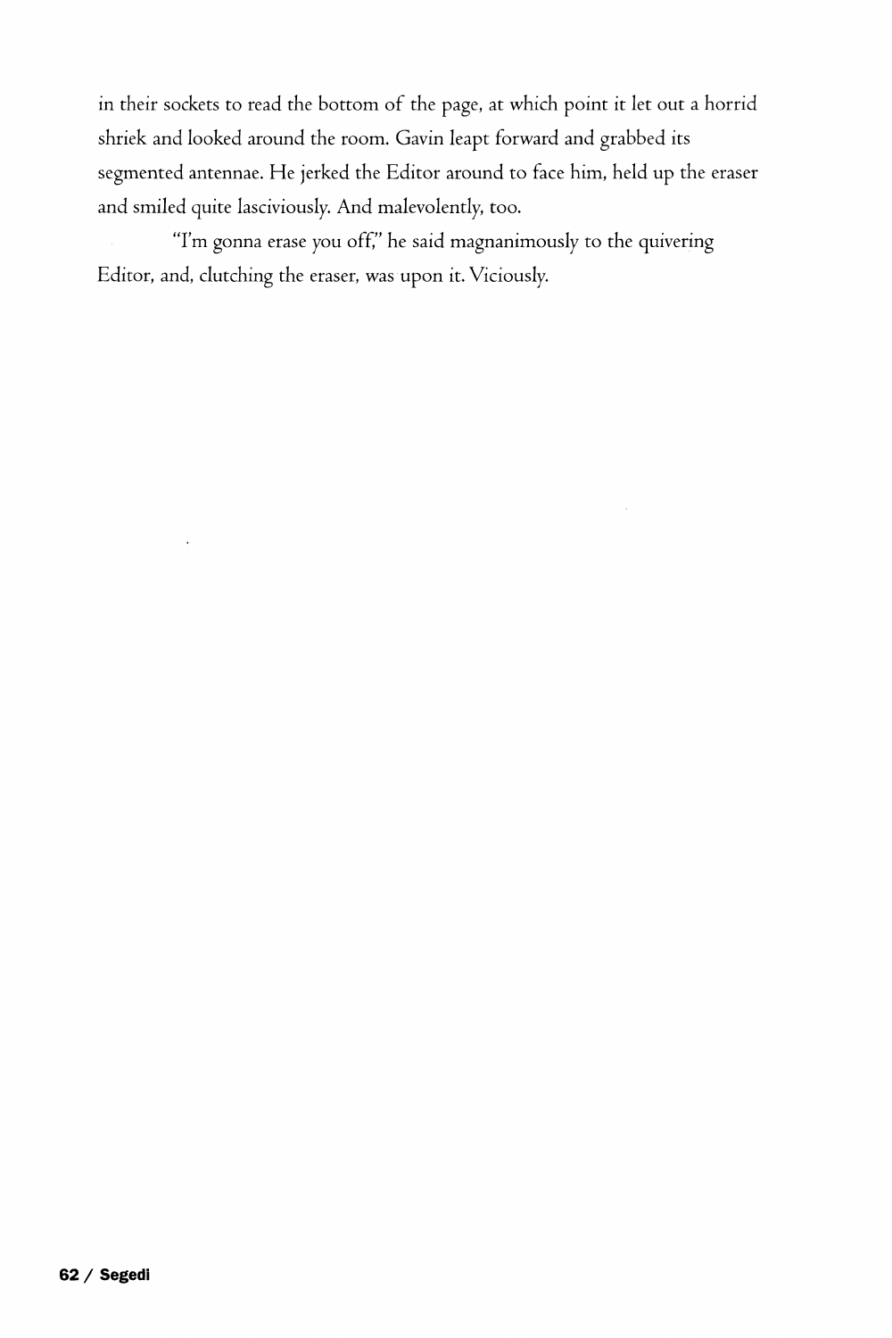in their sockets to read the bottom of the page, at which point it let out a horrid shriek and looked around the room. Gavin leapt forward and grabbed its segmented antennae. He jerked the Editor around to face him, held up the eraser and smiled quite lasciviously. And malevolently, too.

"I'm gonna erase you off," he said magnanimously to the quivering Editor, and, clutching the eraser, was upon it. Viciously.